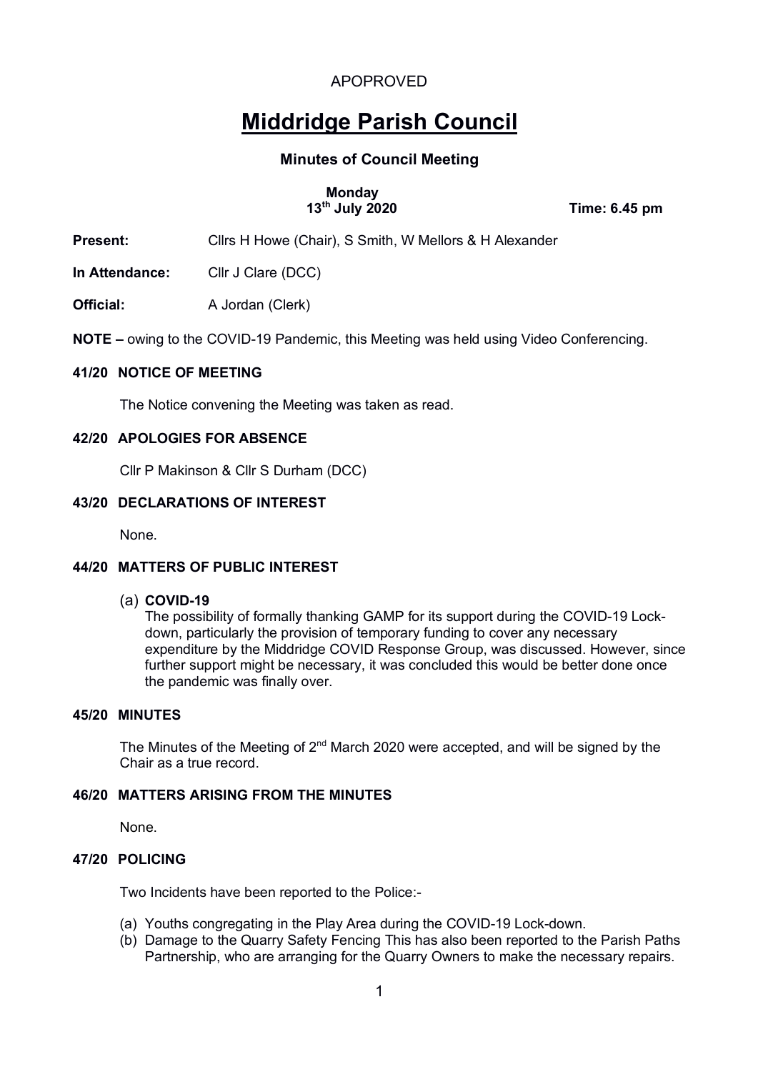APOPROVED

# Middridge Parish Council

## Minutes of Council Meeting

**Monday**
**13th July 2020** **Time: 6.45 pm**

**Present:** Cllrs H Howe (Chair), S Smith, W Mellors & H Alexander

**In Attendance:** Cllr J Clare (DCC)

**Official:** A Jordan (Clerk)

**NOTE –** owing to the COVID-19 Pandemic, this Meeting was held using Video Conferencing.

### 41/20 NOTICE OF MEETING

The Notice convening the Meeting was taken as read.

### 42/20 APOLOGIES FOR ABSENCE

Cllr P Makinson & Cllr S Durham (DCC)

### 43/20 DECLARATIONS OF INTEREST

None.

### 44/20 MATTERS OF PUBLIC INTEREST

(a) **COVID-19**
The possibility of formally thanking GAMP for its support during the COVID-19 Lock-down, particularly the provision of temporary funding to cover any necessary expenditure by the Middridge COVID Response Group, was discussed. However, since further support might be necessary, it was concluded this would be better done once the pandemic was finally over.

### 45/20 MINUTES

The Minutes of the Meeting of 2nd March 2020 were accepted, and will be signed by the Chair as a true record.

### 46/20 MATTERS ARISING FROM THE MINUTES

None.

### 47/20 POLICING

Two Incidents have been reported to the Police:-

(a) Youths congregating in the Play Area during the COVID-19 Lock-down.
(b) Damage to the Quarry Safety Fencing This has also been reported to the Parish Paths Partnership, who are arranging for the Quarry Owners to make the necessary repairs.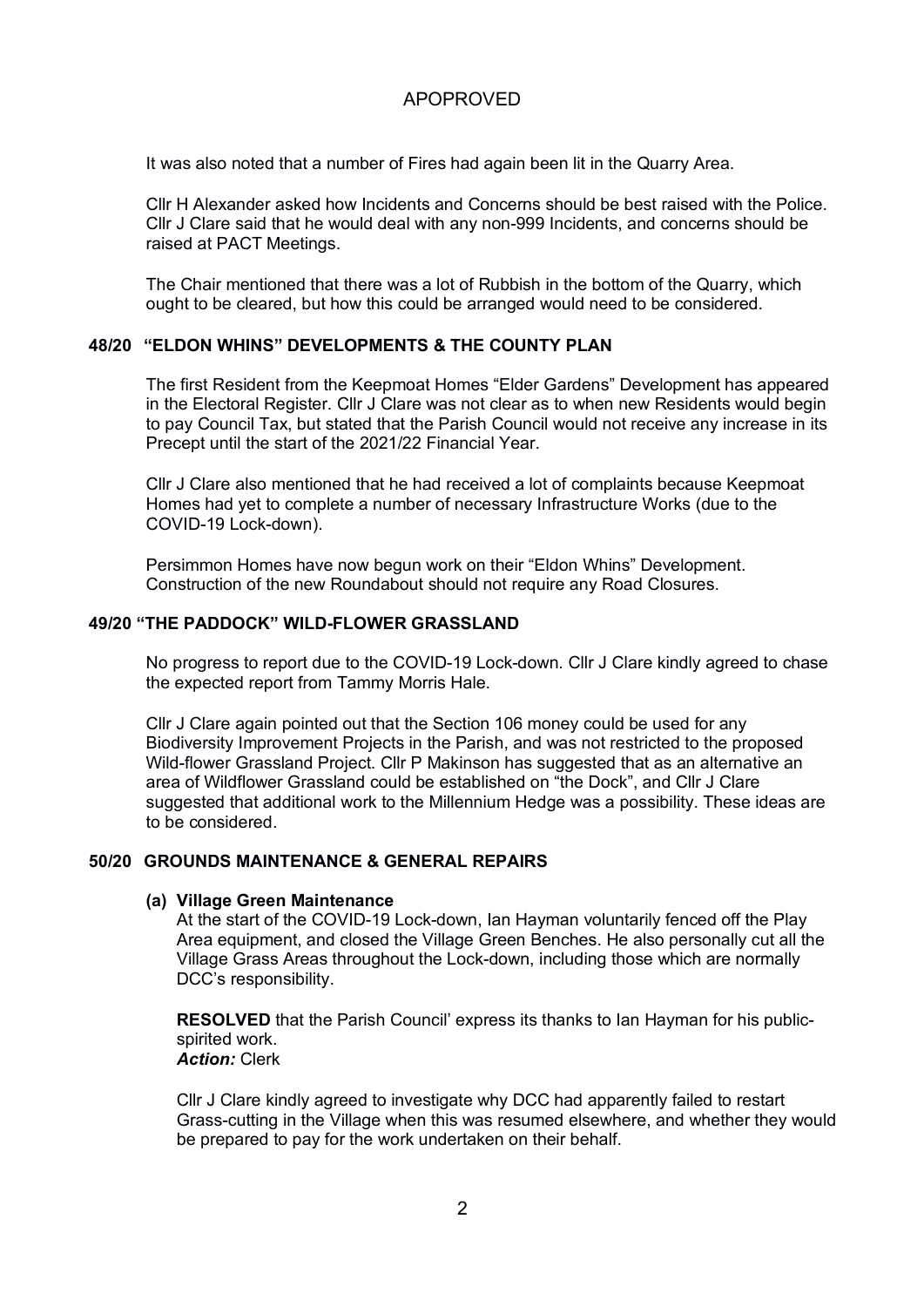APOPROVED

It was also noted that a number of Fires had again been lit in the Quarry Area.

Cllr H Alexander asked how Incidents and Concerns should be best raised with the Police. Cllr J Clare said that he would deal with any non-999 Incidents, and concerns should be raised at PACT Meetings.

The Chair mentioned that there was a lot of Rubbish in the bottom of the Quarry, which ought to be cleared, but how this could be arranged would need to be considered.

### 48/20 "ELDON WHINS" DEVELOPMENTS & THE COUNTY PLAN

The first Resident from the Keepmoat Homes "Elder Gardens" Development has appeared in the Electoral Register. Cllr J Clare was not clear as to when new Residents would begin to pay Council Tax, but stated that the Parish Council would not receive any increase in its Precept until the start of the 2021/22 Financial Year.

Cllr J Clare also mentioned that he had received a lot of complaints because Keepmoat Homes had yet to complete a number of necessary Infrastructure Works (due to the COVID-19 Lock-down).

Persimmon Homes have now begun work on their "Eldon Whins" Development. Construction of the new Roundabout should not require any Road Closures.

### 49/20 "THE PADDOCK" WILD-FLOWER GRASSLAND

No progress to report due to the COVID-19 Lock-down. Cllr J Clare kindly agreed to chase the expected report from Tammy Morris Hale.

Cllr J Clare again pointed out that the Section 106 money could be used for any Biodiversity Improvement Projects in the Parish, and was not restricted to the proposed Wild-flower Grassland Project. Cllr P Makinson has suggested that as an alternative an area of Wildflower Grassland could be established on "the Dock", and Cllr J Clare suggested that additional work to the Millennium Hedge was a possibility. These ideas are to be considered.

### 50/20 GROUNDS MAINTENANCE & GENERAL REPAIRS

**(a) Village Green Maintenance**

At the start of the COVID-19 Lock-down, Ian Hayman voluntarily fenced off the Play Area equipment, and closed the Village Green Benches. He also personally cut all the Village Grass Areas throughout the Lock-down, including those which are normally DCC's responsibility.

**RESOLVED** that the Parish Council' express its thanks to Ian Hayman for his public-spirited work.
***Action:*** Clerk

Cllr J Clare kindly agreed to investigate why DCC had apparently failed to restart Grass-cutting in the Village when this was resumed elsewhere, and whether they would be prepared to pay for the work undertaken on their behalf.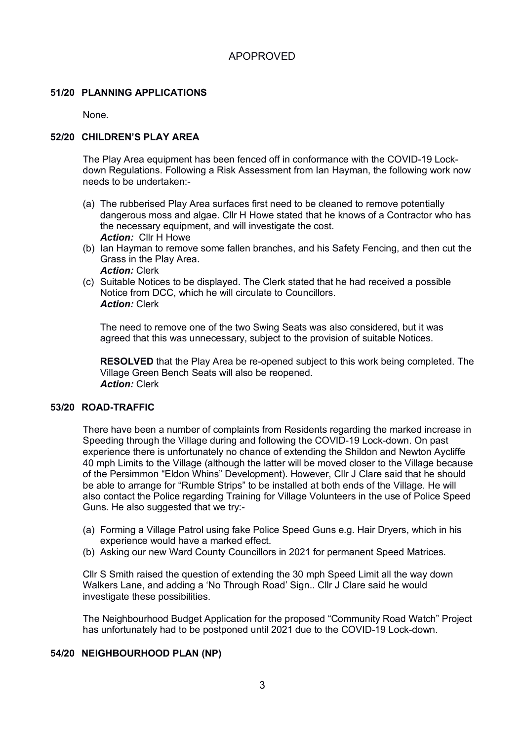APOPROVED

**51/20 PLANNING APPLICATIONS**

None.

**52/20 CHILDREN'S PLAY AREA**

The Play Area equipment has been fenced off in conformance with the COVID-19 Lock-down Regulations. Following a Risk Assessment from Ian Hayman, the following work now needs to be undertaken:-

(a) The rubberised Play Area surfaces first need to be cleaned to remove potentially dangerous moss and algae. Cllr H Howe stated that he knows of a Contractor who has the necessary equipment, and will investigate the cost.
***Action:*** Cllr H Howe
(b) Ian Hayman to remove some fallen branches, and his Safety Fencing, and then cut the Grass in the Play Area.
***Action:*** Clerk
(c) Suitable Notices to be displayed. The Clerk stated that he had received a possible Notice from DCC, which he will circulate to Councillors.
***Action:*** Clerk

The need to remove one of the two Swing Seats was also considered, but it was agreed that this was unnecessary, subject to the provision of suitable Notices.

**RESOLVED** that the Play Area be re-opened subject to this work being completed. The Village Green Bench Seats will also be reopened.
***Action:*** Clerk

**53/20 ROAD-TRAFFIC**

There have been a number of complaints from Residents regarding the marked increase in Speeding through the Village during and following the COVID-19 Lock-down. On past experience there is unfortunately no chance of extending the Shildon and Newton Aycliffe 40 mph Limits to the Village (although the latter will be moved closer to the Village because of the Persimmon "Eldon Whins" Development). However, Cllr J Clare said that he should be able to arrange for "Rumble Strips" to be installed at both ends of the Village. He will also contact the Police regarding Training for Village Volunteers in the use of Police Speed Guns. He also suggested that we try:-

(a) Forming a Village Patrol using fake Police Speed Guns e.g. Hair Dryers, which in his experience would have a marked effect.
(b) Asking our new Ward County Councillors in 2021 for permanent Speed Matrices.

Cllr S Smith raised the question of extending the 30 mph Speed Limit all the way down Walkers Lane, and adding a 'No Through Road' Sign.. Cllr J Clare said he would investigate these possibilities.

The Neighbourhood Budget Application for the proposed "Community Road Watch" Project has unfortunately had to be postponed until 2021 due to the COVID-19 Lock-down.

**54/20 NEIGHBOURHOOD PLAN (NP)**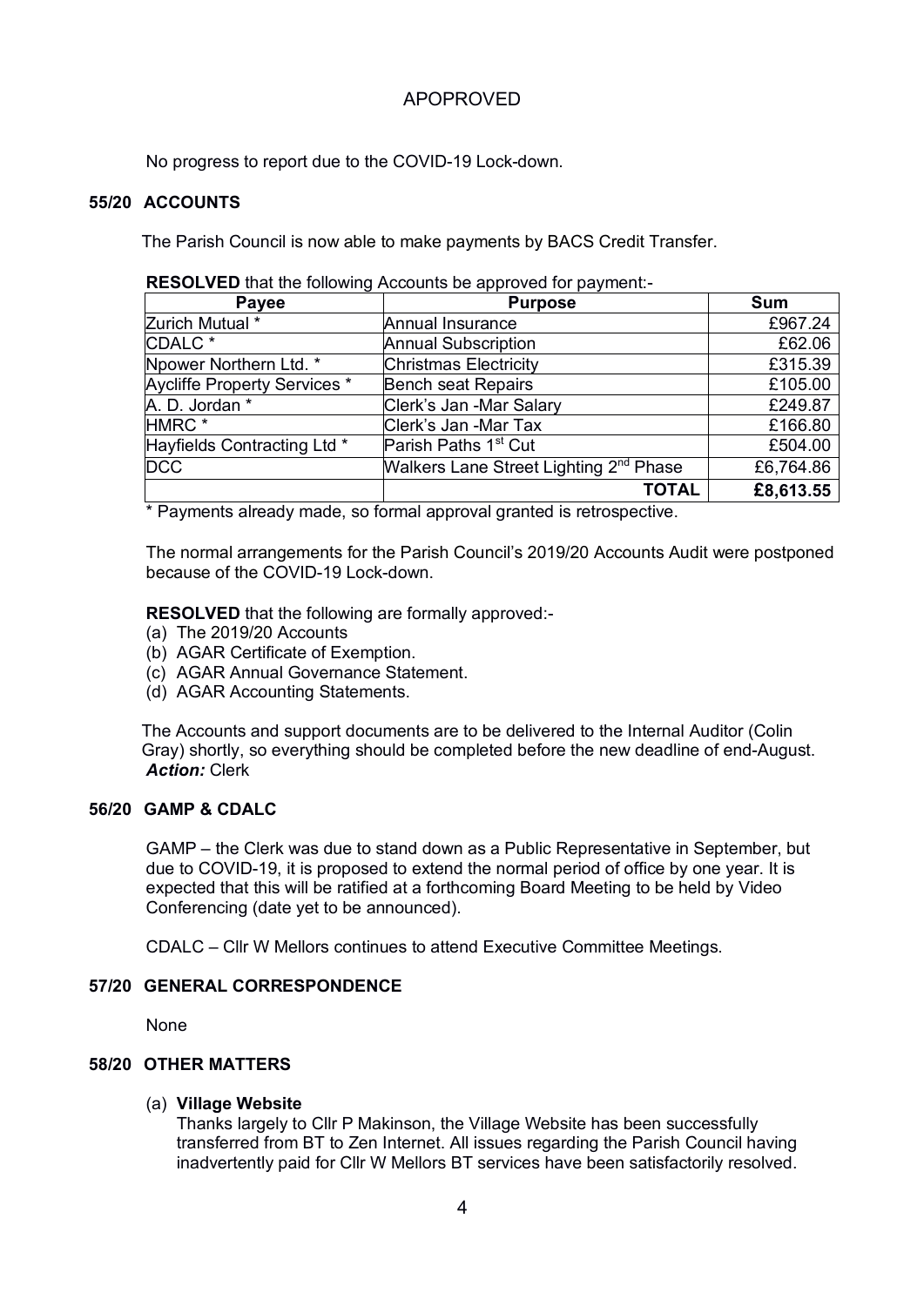APOPROVED

No progress to report due to the COVID-19 Lock-down.

## 55/20 ACCOUNTS

The Parish Council is now able to make payments by BACS Credit Transfer.

**RESOLVED** that the following Accounts be approved for payment:-

| Payee | Purpose | Sum |
|---|---|---|
| Zurich Mutual * | Annual Insurance | £967.24 |
| CDALC * | Annual Subscription | £62.06 |
| Npower Northern Ltd. * | Christmas Electricity | £315.39 |
| Aycliffe Property Services * | Bench seat Repairs | £105.00 |
| A. D. Jordan * | Clerk's Jan -Mar Salary | £249.87 |
| HMRC * | Clerk's Jan -Mar Tax | £166.80 |
| Hayfields Contracting Ltd * | Parish Paths 1st Cut | £504.00 |
| DCC | Walkers Lane Street Lighting 2nd Phase | £6,764.86 |
| | **TOTAL** | **£8,613.55** |

* Payments already made, so formal approval granted is retrospective.

The normal arrangements for the Parish Council's 2019/20 Accounts Audit were postponed because of the COVID-19 Lock-down.

**RESOLVED** that the following are formally approved:-

(a) The 2019/20 Accounts
(b) AGAR Certificate of Exemption.
(c) AGAR Annual Governance Statement.
(d) AGAR Accounting Statements.

The Accounts and support documents are to be delivered to the Internal Auditor (Colin Gray) shortly, so everything should be completed before the new deadline of end-August.
***Action:*** Clerk

## 56/20 GAMP & CDALC

GAMP – the Clerk was due to stand down as a Public Representative in September, but due to COVID-19, it is proposed to extend the normal period of office by one year. It is expected that this will be ratified at a forthcoming Board Meeting to be held by Video Conferencing (date yet to be announced).

CDALC – Cllr W Mellors continues to attend Executive Committee Meetings.

## 57/20 GENERAL CORRESPONDENCE

None

## 58/20 OTHER MATTERS

(a) **Village Website**
Thanks largely to Cllr P Makinson, the Village Website has been successfully transferred from BT to Zen Internet. All issues regarding the Parish Council having inadvertently paid for Cllr W Mellors BT services have been satisfactorily resolved.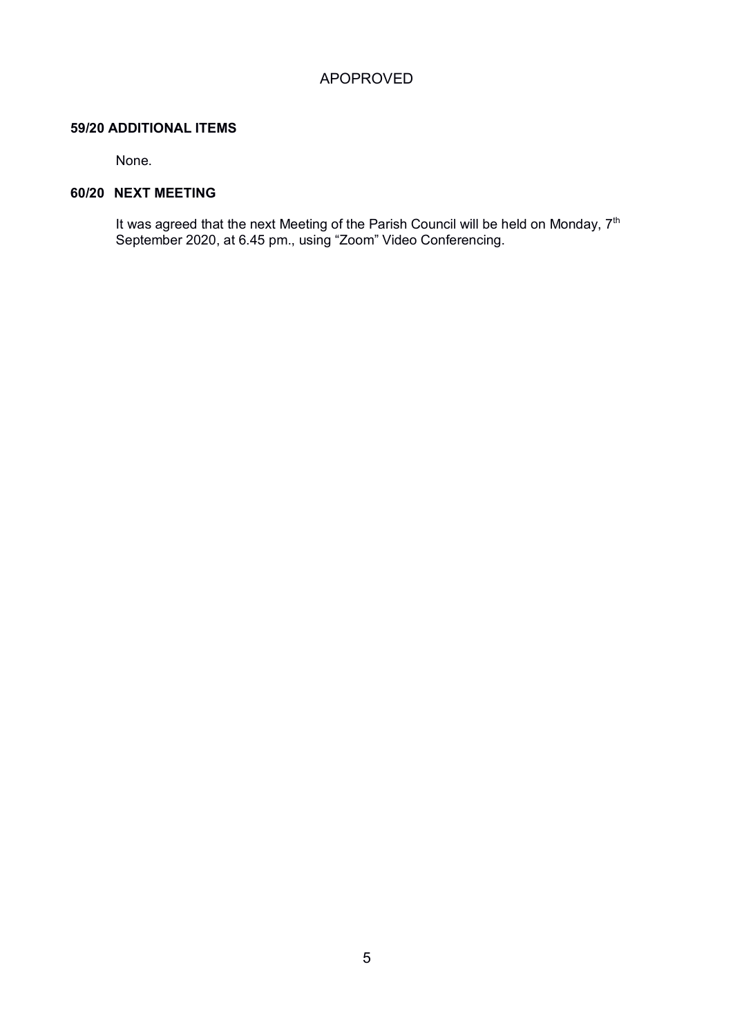**59/20 ADDITIONAL ITEMS**

None.

**60/20 NEXT MEETING**

It was agreed that the next Meeting of the Parish Council will be held on Monday, 7th September 2020, at 6.45 pm., using “Zoom” Video Conferencing.